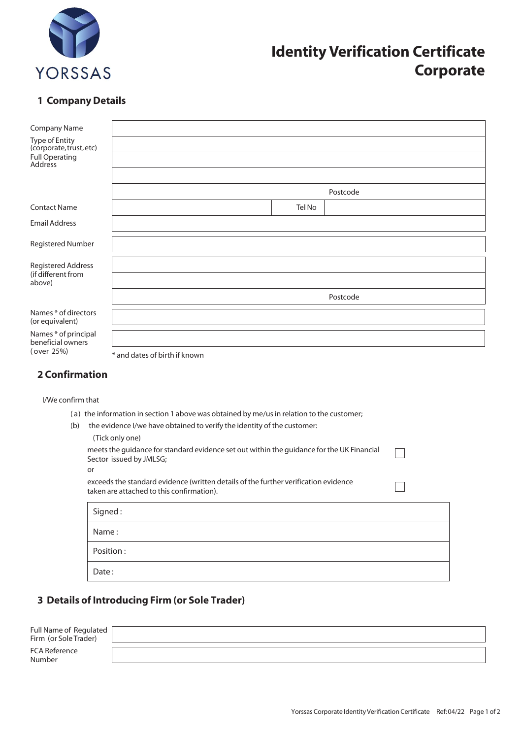YORSSAS

# Identity Verification Certificate Corporate

## 1 Company Details

| | | | |
|---|---|---|---|
| Company Name | | | |
| Type of Entity (corporate, trust, etc) | | | |
| Full Operating Address | | | |
| | | | |
| | | Postcode | |
| Contact Name | | Tel No | |
| Email Address | | | |
| Registered Number | | | |
| Registered Address (if different from above) | | | |
| | | | |
| | | Postcode | |
| Names * of directors (or equivalent) | | | |
| Names * of principal beneficial owners (over 25%) | | | |

\* and dates of birth if known

## 2 Confirmation

I/We confirm that

(a) the information in section 1 above was obtained by me/us in relation to the customer;

(b) the evidence I/we have obtained to verify the identity of the customer:

(Tick only one)

meets the guidance for standard evidence set out within the guidance for the UK Financial Sector issued by JMLSG; ☐

or

exceeds the standard evidence (written details of the further verification evidence taken are attached to this confirmation). ☐

| |
|---|
| Signed : |
| Name : |
| Position : |
| Date : |

## 3 Details of Introducing Firm (or Sole Trader)

| | |
|---|---|
| Full Name of Regulated Firm (or Sole Trader) | |
| FCA Reference Number | |

Yorssas Corporate Identity Verification Certificate Ref: 04/22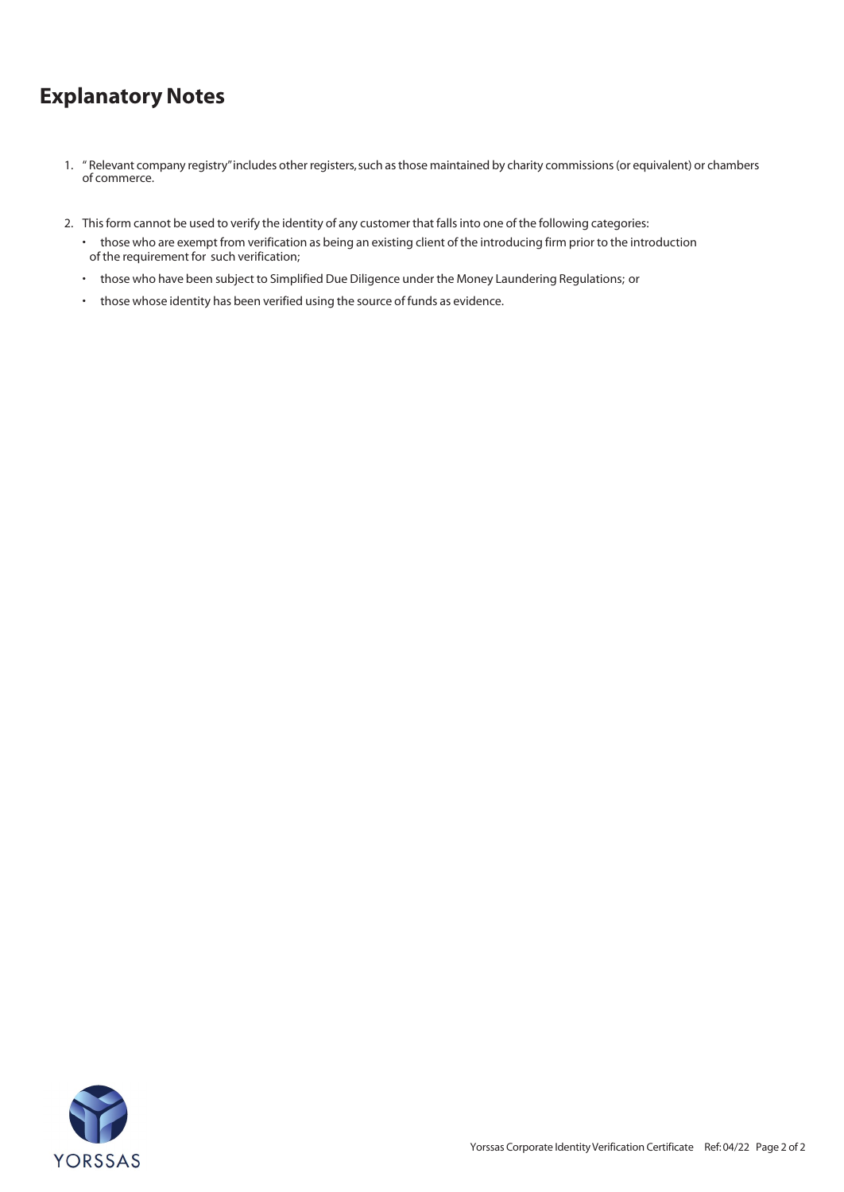# Explanatory Notes

1. " Relevant company registry" includes other registers, such as those maintained by charity commissions (or equivalent) or chambers of commerce.

2. This form cannot be used to verify the identity of any customer that falls into one of the following categories:
   - those who are exempt from verification as being an existing client of the introducing firm prior to the introduction of the requirement for such verification;
   - those who have been subject to Simplified Due Diligence under the Money Laundering Regulations; or
   - those whose identity has been verified using the source of funds as evidence.